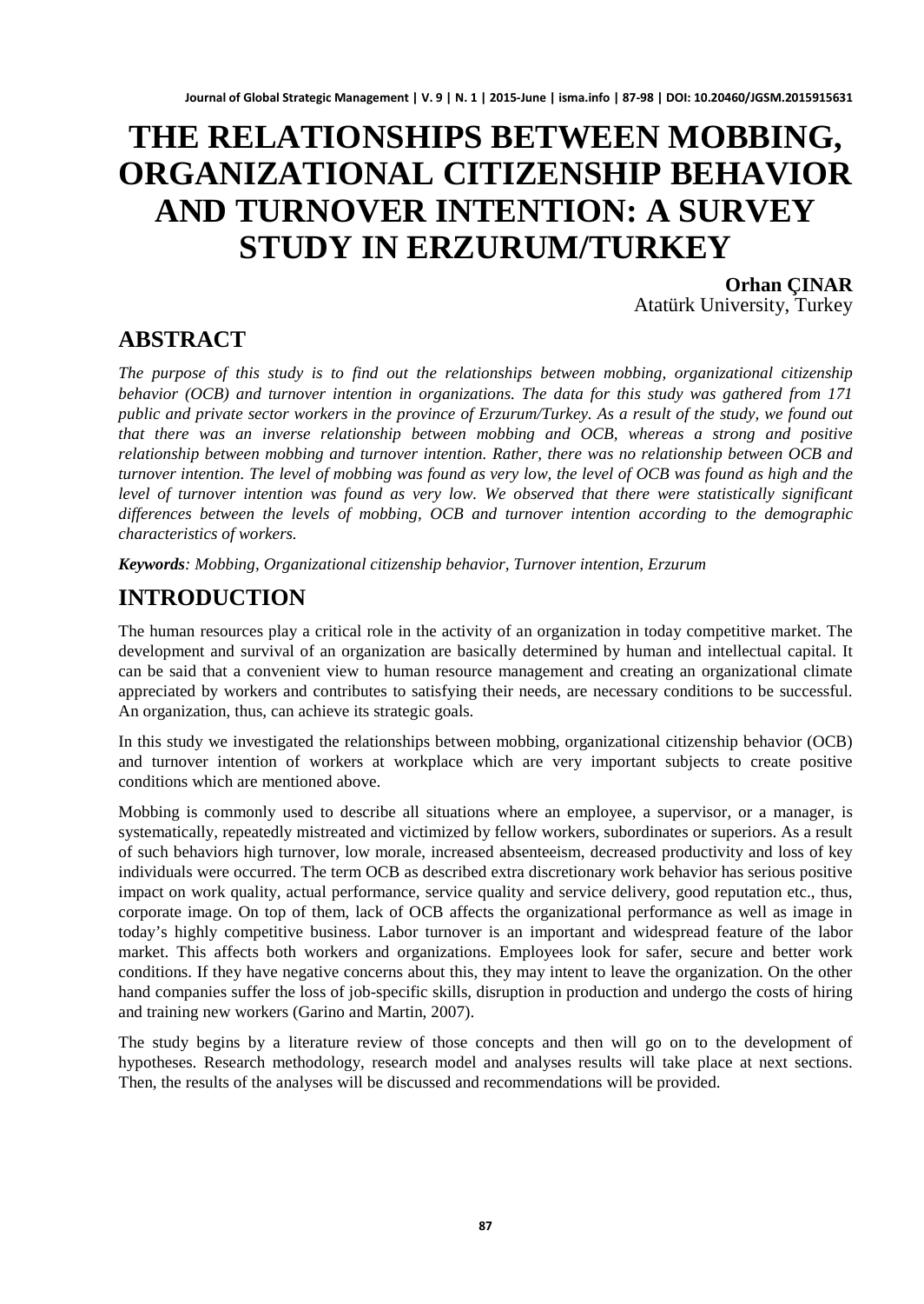# THE RELATIONSHIPS BETWEEN MOBBING, ORGANIZATIONAL CITIZENSHIP BEHAVIOR AND TURNOVER INTENTION: A SURVEY STUDY IN ERZURUM/TURKEY

**Orhan ÇINAR**
Atatürk University, Turkey

## ABSTRACT

*The purpose of this study is to find out the relationships between mobbing, organizational citizenship behavior (OCB) and turnover intention in organizations. The data for this study was gathered from 171 public and private sector workers in the province of Erzurum/Turkey. As a result of the study, we found out that there was an inverse relationship between mobbing and OCB, whereas a strong and positive relationship between mobbing and turnover intention. Rather, there was no relationship between OCB and turnover intention. The level of mobbing was found as very low, the level of OCB was found as high and the level of turnover intention was found as very low. We observed that there were statistically significant differences between the levels of mobbing, OCB and turnover intention according to the demographic characteristics of workers.*

***Keywords**: Mobbing, Organizational citizenship behavior, Turnover intention, Erzurum*

## INTRODUCTION

The human resources play a critical role in the activity of an organization in today competitive market. The development and survival of an organization are basically determined by human and intellectual capital. It can be said that a convenient view to human resource management and creating an organizational climate appreciated by workers and contributes to satisfying their needs, are necessary conditions to be successful. An organization, thus, can achieve its strategic goals.

In this study we investigated the relationships between mobbing, organizational citizenship behavior (OCB) and turnover intention of workers at workplace which are very important subjects to create positive conditions which are mentioned above.

Mobbing is commonly used to describe all situations where an employee, a supervisor, or a manager, is systematically, repeatedly mistreated and victimized by fellow workers, subordinates or superiors. As a result of such behaviors high turnover, low morale, increased absenteeism, decreased productivity and loss of key individuals were occurred. The term OCB as described extra discretionary work behavior has serious positive impact on work quality, actual performance, service quality and service delivery, good reputation etc., thus, corporate image. On top of them, lack of OCB affects the organizational performance as well as image in today's highly competitive business. Labor turnover is an important and widespread feature of the labor market. This affects both workers and organizations. Employees look for safer, secure and better work conditions. If they have negative concerns about this, they may intent to leave the organization. On the other hand companies suffer the loss of job-specific skills, disruption in production and undergo the costs of hiring and training new workers (Garino and Martin, 2007).

The study begins by a literature review of those concepts and then will go on to the development of hypotheses. Research methodology, research model and analyses results will take place at next sections. Then, the results of the analyses will be discussed and recommendations will be provided.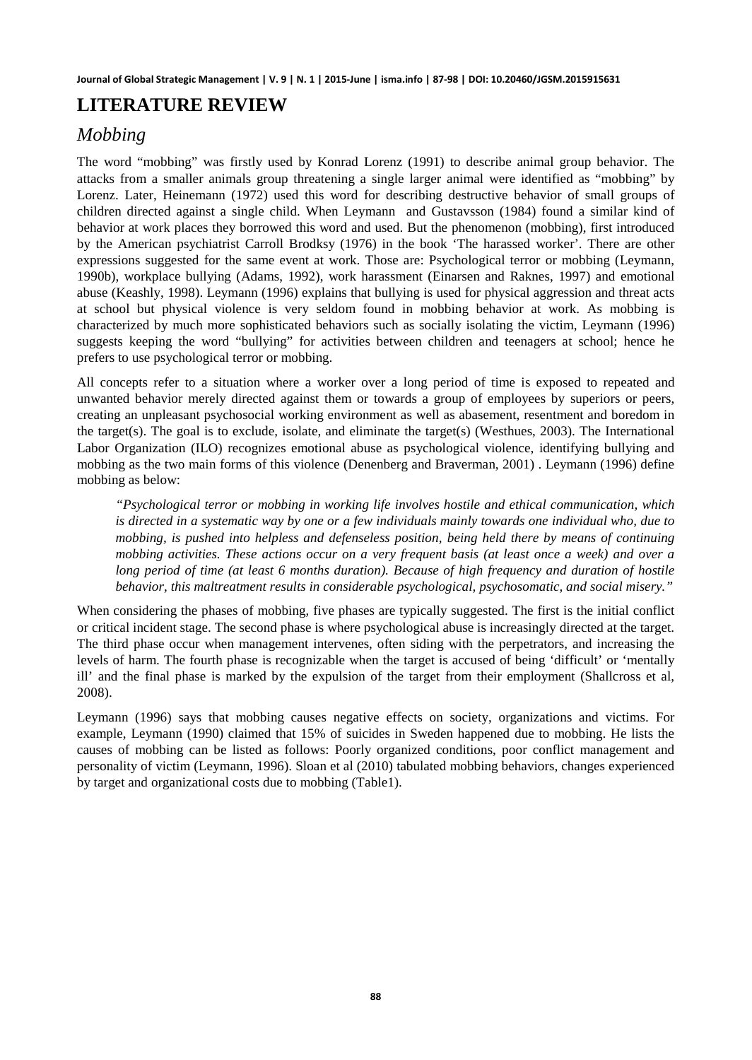# LITERATURE REVIEW

## *Mobbing*

The word "mobbing" was firstly used by Konrad Lorenz (1991) to describe animal group behavior. The attacks from a smaller animals group threatening a single larger animal were identified as "mobbing" by Lorenz. Later, Heinemann (1972) used this word for describing destructive behavior of small groups of children directed against a single child. When Leymann and Gustavsson (1984) found a similar kind of behavior at work places they borrowed this word and used. But the phenomenon (mobbing), first introduced by the American psychiatrist Carroll Brodksy (1976) in the book 'The harassed worker'. There are other expressions suggested for the same event at work. Those are: Psychological terror or mobbing (Leymann, 1990b), workplace bullying (Adams, 1992), work harassment (Einarsen and Raknes, 1997) and emotional abuse (Keashly, 1998). Leymann (1996) explains that bullying is used for physical aggression and threat acts at school but physical violence is very seldom found in mobbing behavior at work. As mobbing is characterized by much more sophisticated behaviors such as socially isolating the victim, Leymann (1996) suggests keeping the word "bullying" for activities between children and teenagers at school; hence he prefers to use psychological terror or mobbing.

All concepts refer to a situation where a worker over a long period of time is exposed to repeated and unwanted behavior merely directed against them or towards a group of employees by superiors or peers, creating an unpleasant psychosocial working environment as well as abasement, resentment and boredom in the target(s). The goal is to exclude, isolate, and eliminate the target(s) (Westhues, 2003). The International Labor Organization (ILO) recognizes emotional abuse as psychological violence, identifying bullying and mobbing as the two main forms of this violence (Denenberg and Braverman, 2001) . Leymann (1996) define mobbing as below:

> *"Psychological terror or mobbing in working life involves hostile and ethical communication, which is directed in a systematic way by one or a few individuals mainly towards one individual who, due to mobbing, is pushed into helpless and defenseless position, being held there by means of continuing mobbing activities. These actions occur on a very frequent basis (at least once a week) and over a long period of time (at least 6 months duration). Because of high frequency and duration of hostile behavior, this maltreatment results in considerable psychological, psychosomatic, and social misery."*

When considering the phases of mobbing, five phases are typically suggested. The first is the initial conflict or critical incident stage. The second phase is where psychological abuse is increasingly directed at the target. The third phase occur when management intervenes, often siding with the perpetrators, and increasing the levels of harm. The fourth phase is recognizable when the target is accused of being 'difficult' or 'mentally ill' and the final phase is marked by the expulsion of the target from their employment (Shallcross et al, 2008).

Leymann (1996) says that mobbing causes negative effects on society, organizations and victims. For example, Leymann (1990) claimed that 15% of suicides in Sweden happened due to mobbing. He lists the causes of mobbing can be listed as follows: Poorly organized conditions, poor conflict management and personality of victim (Leymann, 1996). Sloan et al (2010) tabulated mobbing behaviors, changes experienced by target and organizational costs due to mobbing (Table1).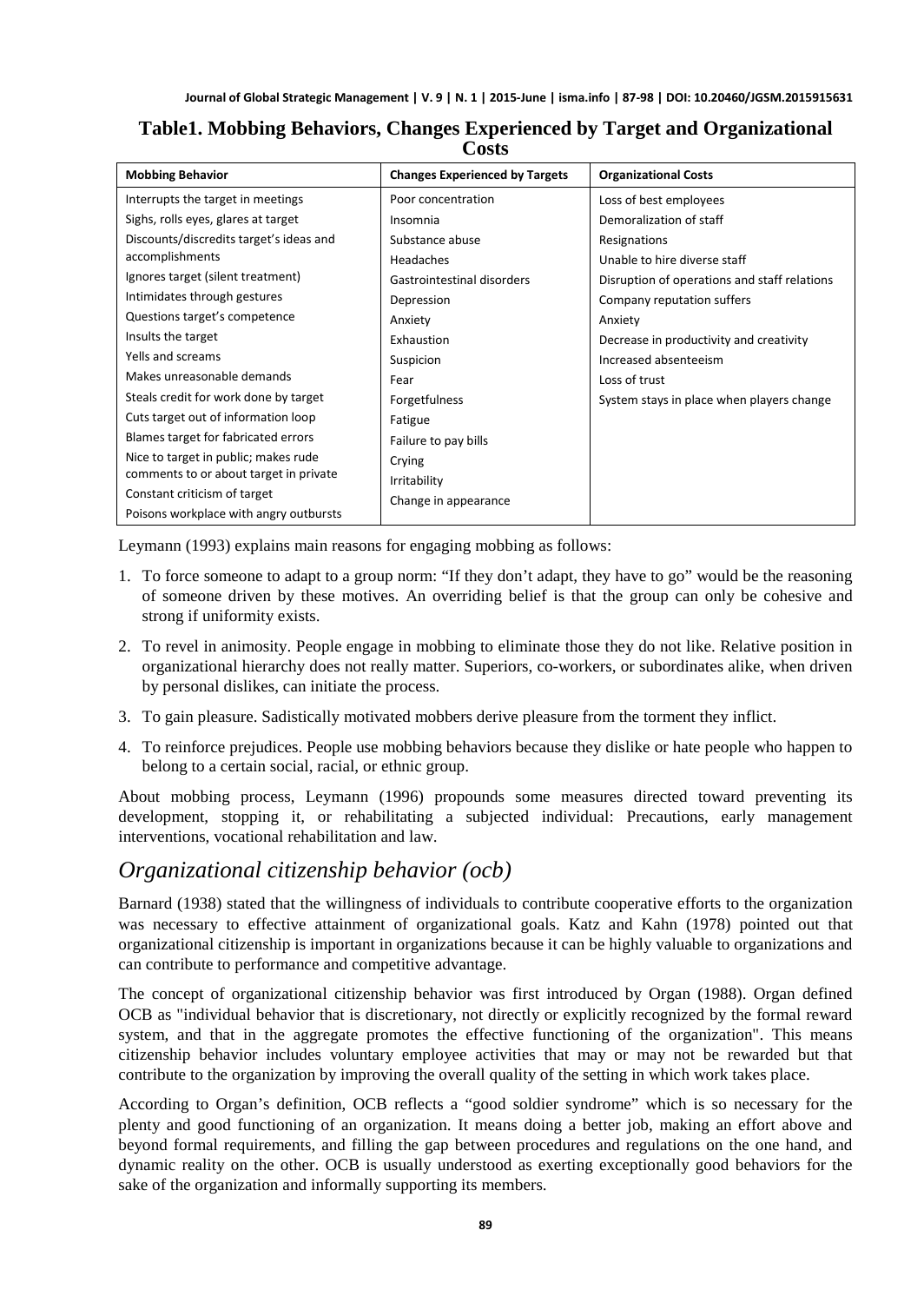**Table1. Mobbing Behaviors, Changes Experienced by Target and Organizational Costs**

| Mobbing Behavior | Changes Experienced by Targets | Organizational Costs |
| --- | --- | --- |
| Interrupts the target in meetings | Poor concentration | Loss of best employees |
| Sighs, rolls eyes, glares at target | Insomnia | Demoralization of staff |
| Discounts/discredits target's ideas and accomplishments | Substance abuse | Resignations |
| Ignores target (silent treatment) | Headaches | Unable to hire diverse staff |
| Intimidates through gestures | Gastrointestinal disorders | Disruption of operations and staff relations |
| Questions target's competence | Depression | Company reputation suffers |
| Insults the target | Anxiety | Anxiety |
| Yells and screams | Exhaustion | Decrease in productivity and creativity |
| Makes unreasonable demands | Suspicion | Increased absenteeism |
| Steals credit for work done by target | Fear | Loss of trust |
| Cuts target out of information loop | Forgetfulness | System stays in place when players change |
| Blames target for fabricated errors | Fatigue | |
| Nice to target in public; makes rude comments to or about target in private | Failure to pay bills | |
| Constant criticism of target | Crying | |
| Poisons workplace with angry outbursts | Irritability | |
| | Change in appearance | |

Leymann (1993) explains main reasons for engaging mobbing as follows:

1. To force someone to adapt to a group norm: "If they don't adapt, they have to go" would be the reasoning of someone driven by these motives. An overriding belief is that the group can only be cohesive and strong if uniformity exists.
2. To revel in animosity. People engage in mobbing to eliminate those they do not like. Relative position in organizational hierarchy does not really matter. Superiors, co-workers, or subordinates alike, when driven by personal dislikes, can initiate the process.
3. To gain pleasure. Sadistically motivated mobbers derive pleasure from the torment they inflict.
4. To reinforce prejudices. People use mobbing behaviors because they dislike or hate people who happen to belong to a certain social, racial, or ethnic group.

About mobbing process, Leymann (1996) propounds some measures directed toward preventing its development, stopping it, or rehabilitating a subjected individual: Precautions, early management interventions, vocational rehabilitation and law.

## *Organizational citizenship behavior (ocb)*

Barnard (1938) stated that the willingness of individuals to contribute cooperative efforts to the organization was necessary to effective attainment of organizational goals. Katz and Kahn (1978) pointed out that organizational citizenship is important in organizations because it can be highly valuable to organizations and can contribute to performance and competitive advantage.

The concept of organizational citizenship behavior was first introduced by Organ (1988). Organ defined OCB as "individual behavior that is discretionary, not directly or explicitly recognized by the formal reward system, and that in the aggregate promotes the effective functioning of the organization". This means citizenship behavior includes voluntary employee activities that may or may not be rewarded but that contribute to the organization by improving the overall quality of the setting in which work takes place.

According to Organ's definition, OCB reflects a "good soldier syndrome" which is so necessary for the plenty and good functioning of an organization. It means doing a better job, making an effort above and beyond formal requirements, and filling the gap between procedures and regulations on the one hand, and dynamic reality on the other. OCB is usually understood as exerting exceptionally good behaviors for the sake of the organization and informally supporting its members.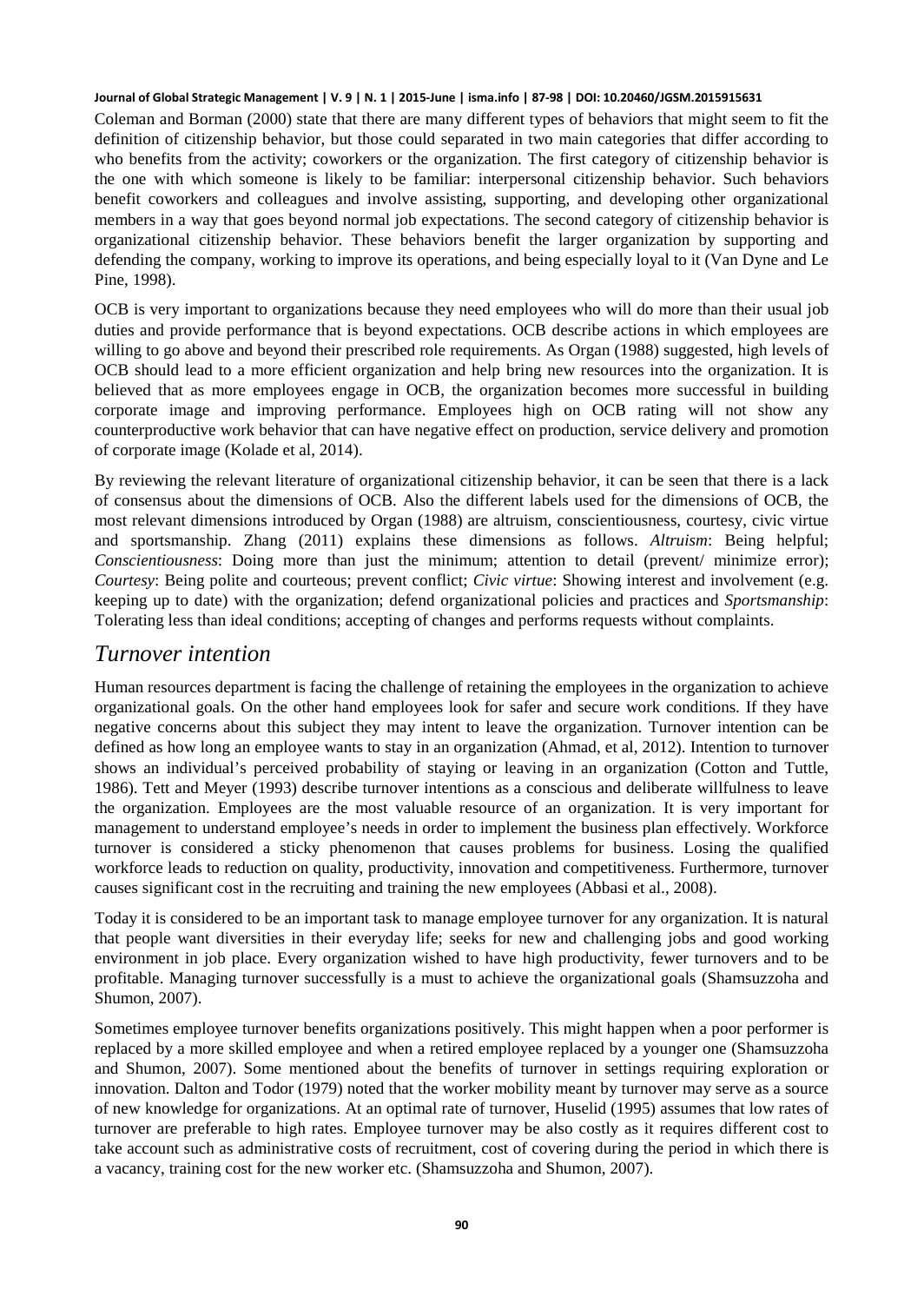Coleman and Borman (2000) state that there are many different types of behaviors that might seem to fit the definition of citizenship behavior, but those could separated in two main categories that differ according to who benefits from the activity; coworkers or the organization. The first category of citizenship behavior is the one with which someone is likely to be familiar: interpersonal citizenship behavior. Such behaviors benefit coworkers and colleagues and involve assisting, supporting, and developing other organizational members in a way that goes beyond normal job expectations. The second category of citizenship behavior is organizational citizenship behavior. These behaviors benefit the larger organization by supporting and defending the company, working to improve its operations, and being especially loyal to it (Van Dyne and Le Pine, 1998).

OCB is very important to organizations because they need employees who will do more than their usual job duties and provide performance that is beyond expectations. OCB describe actions in which employees are willing to go above and beyond their prescribed role requirements. As Organ (1988) suggested, high levels of OCB should lead to a more efficient organization and help bring new resources into the organization. It is believed that as more employees engage in OCB, the organization becomes more successful in building corporate image and improving performance. Employees high on OCB rating will not show any counterproductive work behavior that can have negative effect on production, service delivery and promotion of corporate image (Kolade et al, 2014).

By reviewing the relevant literature of organizational citizenship behavior, it can be seen that there is a lack of consensus about the dimensions of OCB. Also the different labels used for the dimensions of OCB, the most relevant dimensions introduced by Organ (1988) are altruism, conscientiousness, courtesy, civic virtue and sportsmanship. Zhang (2011) explains these dimensions as follows. *Altruism*: Being helpful; *Conscientiousness*: Doing more than just the minimum; attention to detail (prevent/ minimize error); *Courtesy*: Being polite and courteous; prevent conflict; *Civic virtue*: Showing interest and involvement (e.g. keeping up to date) with the organization; defend organizational policies and practices and *Sportsmanship*: Tolerating less than ideal conditions; accepting of changes and performs requests without complaints.

## *Turnover intention*

Human resources department is facing the challenge of retaining the employees in the organization to achieve organizational goals. On the other hand employees look for safer and secure work conditions. If they have negative concerns about this subject they may intent to leave the organization. Turnover intention can be defined as how long an employee wants to stay in an organization (Ahmad, et al, 2012). Intention to turnover shows an individual's perceived probability of staying or leaving in an organization (Cotton and Tuttle, 1986). Tett and Meyer (1993) describe turnover intentions as a conscious and deliberate willfulness to leave the organization. Employees are the most valuable resource of an organization. It is very important for management to understand employee's needs in order to implement the business plan effectively. Workforce turnover is considered a sticky phenomenon that causes problems for business. Losing the qualified workforce leads to reduction on quality, productivity, innovation and competitiveness. Furthermore, turnover causes significant cost in the recruiting and training the new employees (Abbasi et al., 2008).

Today it is considered to be an important task to manage employee turnover for any organization. It is natural that people want diversities in their everyday life; seeks for new and challenging jobs and good working environment in job place. Every organization wished to have high productivity, fewer turnovers and to be profitable. Managing turnover successfully is a must to achieve the organizational goals (Shamsuzzoha and Shumon, 2007).

Sometimes employee turnover benefits organizations positively. This might happen when a poor performer is replaced by a more skilled employee and when a retired employee replaced by a younger one (Shamsuzzoha and Shumon, 2007). Some mentioned about the benefits of turnover in settings requiring exploration or innovation. Dalton and Todor (1979) noted that the worker mobility meant by turnover may serve as a source of new knowledge for organizations. At an optimal rate of turnover, Huselid (1995) assumes that low rates of turnover are preferable to high rates. Employee turnover may be also costly as it requires different cost to take account such as administrative costs of recruitment, cost of covering during the period in which there is a vacancy, training cost for the new worker etc. (Shamsuzzoha and Shumon, 2007).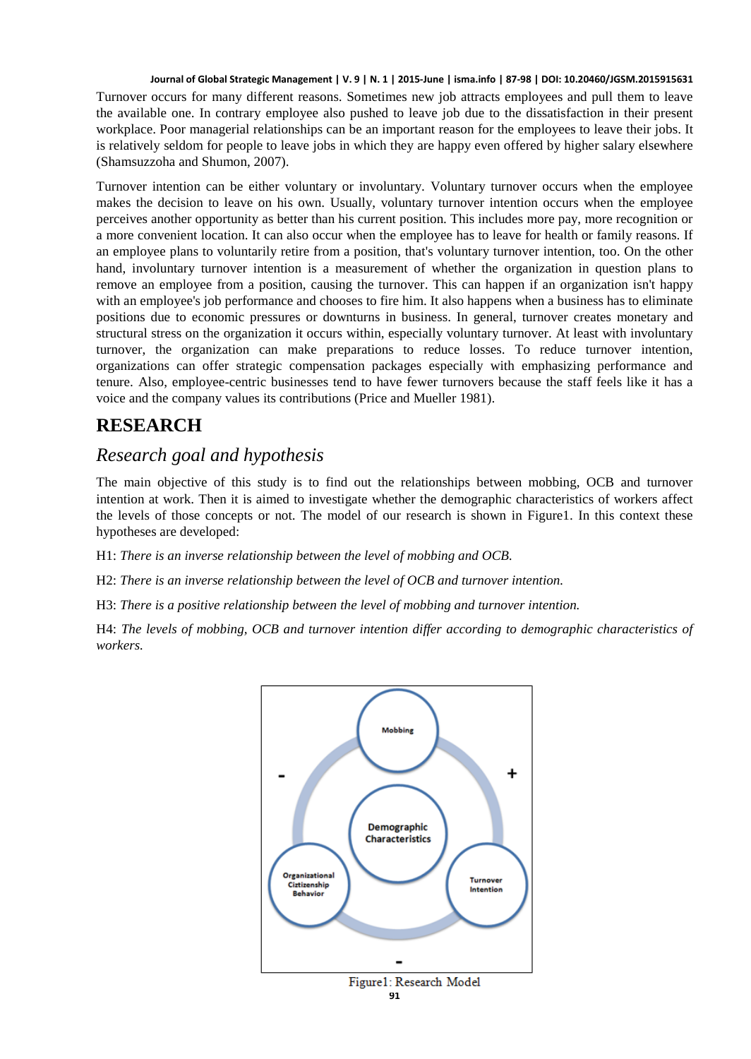Turnover occurs for many different reasons. Sometimes new job attracts employees and pull them to leave the available one. In contrary employee also pushed to leave job due to the dissatisfaction in their present workplace. Poor managerial relationships can be an important reason for the employees to leave their jobs. It is relatively seldom for people to leave jobs in which they are happy even offered by higher salary elsewhere (Shamsuzzoha and Shumon, 2007).

Turnover intention can be either voluntary or involuntary. Voluntary turnover occurs when the employee makes the decision to leave on his own. Usually, voluntary turnover intention occurs when the employee perceives another opportunity as better than his current position. This includes more pay, more recognition or a more convenient location. It can also occur when the employee has to leave for health or family reasons. If an employee plans to voluntarily retire from a position, that's voluntary turnover intention, too. On the other hand, involuntary turnover intention is a measurement of whether the organization in question plans to remove an employee from a position, causing the turnover. This can happen if an organization isn't happy with an employee's job performance and chooses to fire him. It also happens when a business has to eliminate positions due to economic pressures or downturns in business. In general, turnover creates monetary and structural stress on the organization it occurs within, especially voluntary turnover. At least with involuntary turnover, the organization can make preparations to reduce losses. To reduce turnover intention, organizations can offer strategic compensation packages especially with emphasizing performance and tenure. Also, employee-centric businesses tend to have fewer turnovers because the staff feels like it has a voice and the company values its contributions (Price and Mueller 1981).

# RESEARCH

## *Research goal and hypothesis*

The main objective of this study is to find out the relationships between mobbing, OCB and turnover intention at work. Then it is aimed to investigate whether the demographic characteristics of workers affect the levels of those concepts or not. The model of our research is shown in Figure1. In this context these hypotheses are developed:

H1: *There is an inverse relationship between the level of mobbing and OCB.*

H2: *There is an inverse relationship between the level of OCB and turnover intention.*

H3: *There is a positive relationship between the level of mobbing and turnover intention.*

H4: *The levels of mobbing, OCB and turnover intention differ according to demographic characteristics of workers.*

Figure1: Research Model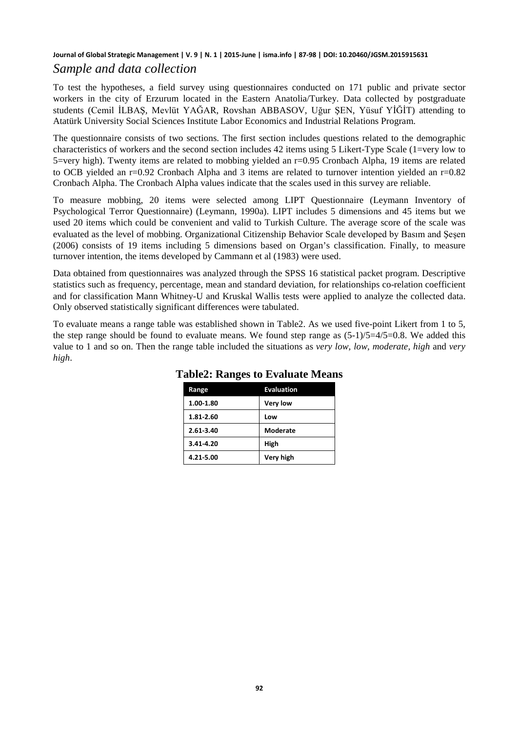## *Sample and data collection*

To test the hypotheses, a field survey using questionnaires conducted on 171 public and private sector workers in the city of Erzurum located in the Eastern Anatolia/Turkey. Data collected by postgraduate students (Cemil İLBAŞ, Mevlüt YAĞAR, Rovshan ABBASOV, Uğur ŞEN, Yüsuf YİĞİT) attending to Atatürk University Social Sciences Institute Labor Economics and Industrial Relations Program.

The questionnaire consists of two sections. The first section includes questions related to the demographic characteristics of workers and the second section includes 42 items using 5 Likert-Type Scale (1=very low to 5=very high). Twenty items are related to mobbing yielded an r=0.95 Cronbach Alpha, 19 items are related to OCB yielded an r=0.92 Cronbach Alpha and 3 items are related to turnover intention yielded an r=0.82 Cronbach Alpha. The Cronbach Alpha values indicate that the scales used in this survey are reliable.

To measure mobbing, 20 items were selected among LIPT Questionnaire (Leymann Inventory of Psychological Terror Questionnaire) (Leymann, 1990a). LIPT includes 5 dimensions and 45 items but we used 20 items which could be convenient and valid to Turkish Culture. The average score of the scale was evaluated as the level of mobbing. Organizational Citizenship Behavior Scale developed by Basım and Şeşen (2006) consists of 19 items including 5 dimensions based on Organ's classification. Finally, to measure turnover intention, the items developed by Cammann et al (1983) were used.

Data obtained from questionnaires was analyzed through the SPSS 16 statistical packet program. Descriptive statistics such as frequency, percentage, mean and standard deviation, for relationships co-relation coefficient and for classification Mann Whitney-U and Kruskal Wallis tests were applied to analyze the collected data. Only observed statistically significant differences were tabulated.

To evaluate means a range table was established shown in Table2. As we used five-point Likert from 1 to 5, the step range should be found to evaluate means. We found step range as (5-1)/5=4/5=0.8. We added this value to 1 and so on. Then the range table included the situations as *very low, low, moderate, high* and *very high*.

**Table2: Ranges to Evaluate Means**

| Range | Evaluation |
|---|---|
| 1.00-1.80 | Very low |
| 1.81-2.60 | Low |
| 2.61-3.40 | Moderate |
| 3.41-4.20 | High |
| 4.21-5.00 | Very high |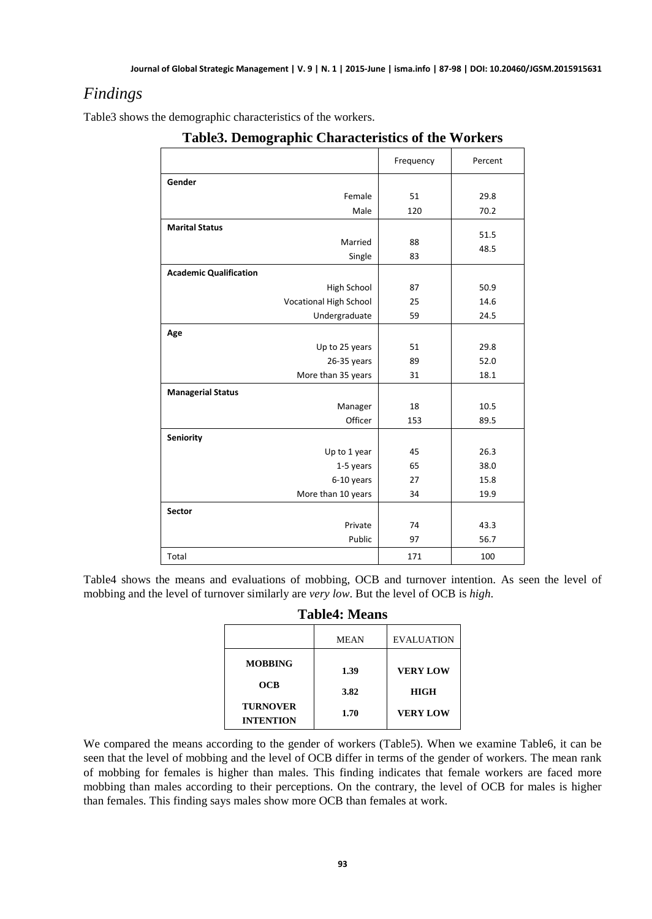## *Findings*

Table3 shows the demographic characteristics of the workers.

**Table3. Demographic Characteristics of the Workers**

| | Frequency | Percent |
|---|---|---|
| **Gender** | | |
| Female | 51 | 29.8 |
| Male | 120 | 70.2 |
| **Marital Status** | | |
| Married | 88 | 51.5 |
| Single | 83 | 48.5 |
| **Academic Qualification** | | |
| High School | 87 | 50.9 |
| Vocational High School | 25 | 14.6 |
| Undergraduate | 59 | 24.5 |
| **Age** | | |
| Up to 25 years | 51 | 29.8 |
| 26-35 years | 89 | 52.0 |
| More than 35 years | 31 | 18.1 |
| **Managerial Status** | | |
| Manager | 18 | 10.5 |
| Officer | 153 | 89.5 |
| **Seniority** | | |
| Up to 1 year | 45 | 26.3 |
| 1-5 years | 65 | 38.0 |
| 6-10 years | 27 | 15.8 |
| More than 10 years | 34 | 19.9 |
| **Sector** | | |
| Private | 74 | 43.3 |
| Public | 97 | 56.7 |
| Total | 171 | 100 |

Table4 shows the means and evaluations of mobbing, OCB and turnover intention. As seen the level of mobbing and the level of turnover similarly are *very low*. But the level of OCB is *high*.

**Table4: Means**

| | MEAN | EVALUATION |
|---|---|---|
| **MOBBING** | **1.39** | **VERY LOW** |
| **OCB** | **3.82** | **HIGH** |
| **TURNOVER INTENTION** | **1.70** | **VERY LOW** |

We compared the means according to the gender of workers (Table5). When we examine Table6, it can be seen that the level of mobbing and the level of OCB differ in terms of the gender of workers. The mean rank of mobbing for females is higher than males. This finding indicates that female workers are faced more mobbing than males according to their perceptions. On the contrary, the level of OCB for males is higher than females. This finding says males show more OCB than females at work.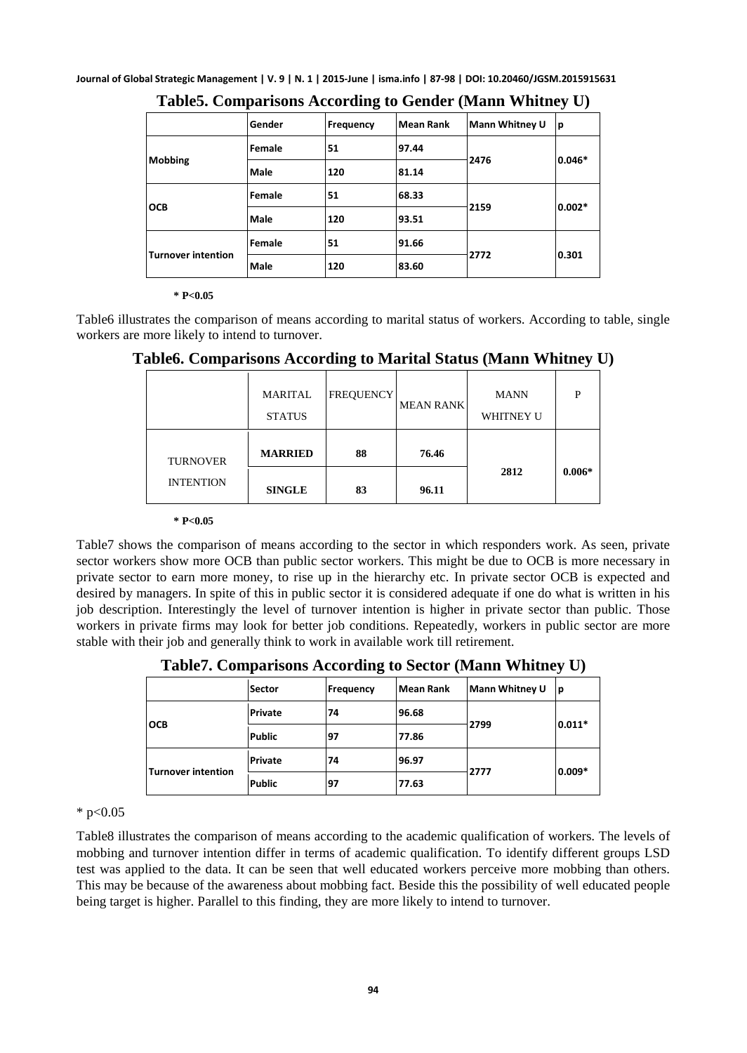**Table5. Comparisons According to Gender (Mann Whitney U)**

| | Gender | Frequency | Mean Rank | Mann Whitney U | p |
|---|---|---|---|---|---|
| Mobbing | Female | 51 | 97.44 | 2476 | 0.046* |
| | Male | 120 | 81.14 | | |
| OCB | Female | 51 | 68.33 | 2159 | 0.002* |
| | Male | 120 | 93.51 | | |
| Turnover intention | Female | 51 | 91.66 | 2772 | 0.301 |
| | Male | 120 | 83.60 | | |

**\* P<0.05**

Table6 illustrates the comparison of means according to marital status of workers. According to table, single workers are more likely to intend to turnover.

**Table6. Comparisons According to Marital Status (Mann Whitney U)**

| | MARITAL STATUS | FREQUENCY | MEAN RANK | MANN WHITNEY U | P |
|---|---|---|---|---|---|
| TURNOVER INTENTION | **MARRIED** | **88** | **76.46** | **2812** | **0.006*** |
| | **SINGLE** | **83** | **96.11** | | |

**\* P<0.05**

Table7 shows the comparison of means according to the sector in which responders work. As seen, private sector workers show more OCB than public sector workers. This might be due to OCB is more necessary in private sector to earn more money, to rise up in the hierarchy etc. In private sector OCB is expected and desired by managers. In spite of this in public sector it is considered adequate if one do what is written in his job description. Interestingly the level of turnover intention is higher in private sector than public. Those workers in private firms may look for better job conditions. Repeatedly, workers in public sector are more stable with their job and generally think to work in available work till retirement.

**Table7. Comparisons According to Sector (Mann Whitney U)**

| | Sector | Frequency | Mean Rank | Mann Whitney U | p |
|---|---|---|---|---|---|
| OCB | Private | 74 | 96.68 | 2799 | 0.011* |
| | Public | 97 | 77.86 | | |
| Turnover intention | Private | 74 | 96.97 | 2777 | 0.009* |
| | Public | 97 | 77.63 | | |

\* p<0.05

Table8 illustrates the comparison of means according to the academic qualification of workers. The levels of mobbing and turnover intention differ in terms of academic qualification. To identify different groups LSD test was applied to the data. It can be seen that well educated workers perceive more mobbing than others. This may be because of the awareness about mobbing fact. Beside this the possibility of well educated people being target is higher. Parallel to this finding, they are more likely to intend to turnover.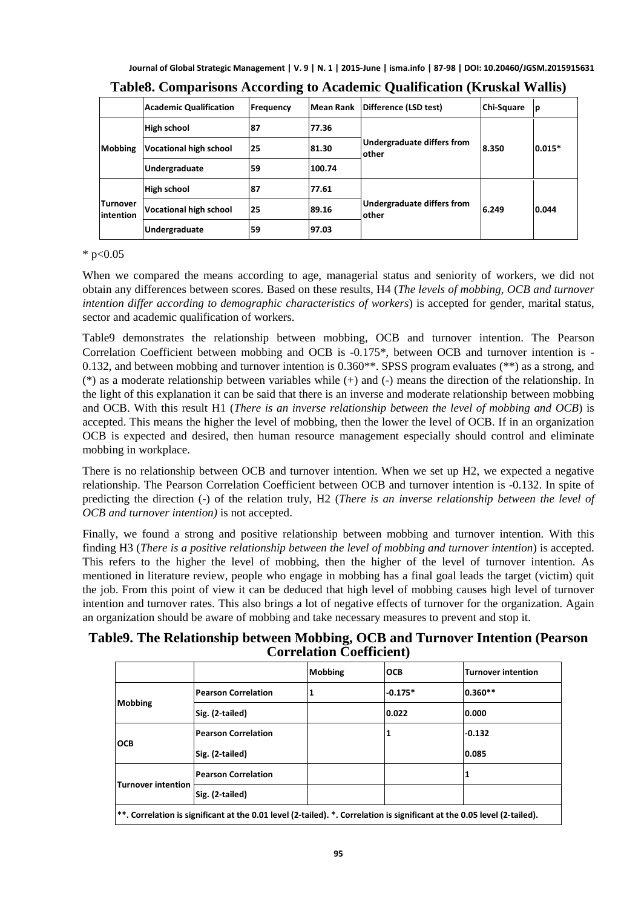**Table8. Comparisons According to Academic Qualification (Kruskal Wallis)**

| | Academic Qualification | Frequency | Mean Rank | Difference (LSD test) | Chi-Square | p |
|---|---|---|---|---|---|---|
| Mobbing | High school | 87 | 77.36 | Undergraduate differs from other | 8.350 | 0.015* |
| | Vocational high school | 25 | 81.30 | | | |
| | Undergraduate | 59 | 100.74 | | | |
| Turnover intention | High school | 87 | 77.61 | Undergraduate differs from other | 6.249 | 0.044 |
| | Vocational high school | 25 | 89.16 | | | |
| | Undergraduate | 59 | 97.03 | | | |

* $p<0.05$

When we compared the means according to age, managerial status and seniority of workers, we did not obtain any differences between scores. Based on these results, H4 (*The levels of mobbing, OCB and turnover intention differ according to demographic characteristics of workers*) is accepted for gender, marital status, sector and academic qualification of workers.

Table9 demonstrates the relationship between mobbing, OCB and turnover intention. The Pearson Correlation Coefficient between mobbing and OCB is -0.175*, between OCB and turnover intention is -0.132, and between mobbing and turnover intention is 0.360**. SPSS program evaluates (**) as a strong, and (*) as a moderate relationship between variables while (+) and (-) means the direction of the relationship. In the light of this explanation it can be said that there is an inverse and moderate relationship between mobbing and OCB. With this result H1 (*There is an inverse relationship between the level of mobbing and OCB*) is accepted. This means the higher the level of mobbing, then the lower the level of OCB. If in an organization OCB is expected and desired, then human resource management especially should control and eliminate mobbing in workplace.

There is no relationship between OCB and turnover intention. When we set up H2, we expected a negative relationship. The Pearson Correlation Coefficient between OCB and turnover intention is -0.132. In spite of predicting the direction (-) of the relation truly, H2 (*There is an inverse relationship between the level of OCB and turnover intention)* is not accepted.

Finally, we found a strong and positive relationship between mobbing and turnover intention. With this finding H3 (*There is a positive relationship between the level of mobbing and turnover intention*) is accepted. This refers to the higher the level of mobbing, then the higher of the level of turnover intention. As mentioned in literature review, people who engage in mobbing has a final goal leads the target (victim) quit the job. From this point of view it can be deduced that high level of mobbing causes high level of turnover intention and turnover rates. This also brings a lot of negative effects of turnover for the organization. Again an organization should be aware of mobbing and take necessary measures to prevent and stop it.

**Table9. The Relationship between Mobbing, OCB and Turnover Intention (Pearson Correlation Coefficient)**

| | | Mobbing | OCB | Turnover intention |
|---|---|---|---|---|
| Mobbing | Pearson Correlation | 1 | -0.175* | 0.360** |
| | Sig. (2-tailed) | | 0.022 | 0.000 |
| OCB | Pearson Correlation | | 1 | -0.132 |
| | Sig. (2-tailed) | | | 0.085 |
| Turnover intention | Pearson Correlation | | | 1 |
| | Sig. (2-tailed) | | | |

**. Correlation is significant at the 0.01 level (2-tailed). *. Correlation is significant at the 0.05 level (2-tailed).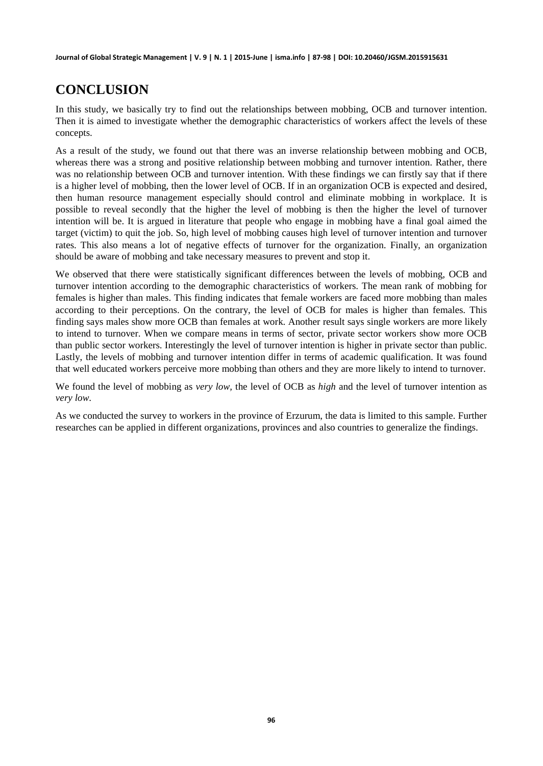## CONCLUSION

In this study, we basically try to find out the relationships between mobbing, OCB and turnover intention. Then it is aimed to investigate whether the demographic characteristics of workers affect the levels of these concepts.

As a result of the study, we found out that there was an inverse relationship between mobbing and OCB, whereas there was a strong and positive relationship between mobbing and turnover intention. Rather, there was no relationship between OCB and turnover intention. With these findings we can firstly say that if there is a higher level of mobbing, then the lower level of OCB. If in an organization OCB is expected and desired, then human resource management especially should control and eliminate mobbing in workplace. It is possible to reveal secondly that the higher the level of mobbing is then the higher the level of turnover intention will be. It is argued in literature that people who engage in mobbing have a final goal aimed the target (victim) to quit the job. So, high level of mobbing causes high level of turnover intention and turnover rates. This also means a lot of negative effects of turnover for the organization. Finally, an organization should be aware of mobbing and take necessary measures to prevent and stop it.

We observed that there were statistically significant differences between the levels of mobbing, OCB and turnover intention according to the demographic characteristics of workers. The mean rank of mobbing for females is higher than males. This finding indicates that female workers are faced more mobbing than males according to their perceptions. On the contrary, the level of OCB for males is higher than females. This finding says males show more OCB than females at work. Another result says single workers are more likely to intend to turnover. When we compare means in terms of sector, private sector workers show more OCB than public sector workers. Interestingly the level of turnover intention is higher in private sector than public. Lastly, the levels of mobbing and turnover intention differ in terms of academic qualification. It was found that well educated workers perceive more mobbing than others and they are more likely to intend to turnover.

We found the level of mobbing as *very low,* the level of OCB as *high* and the level of turnover intention as *very low*.

As we conducted the survey to workers in the province of Erzurum, the data is limited to this sample. Further researches can be applied in different organizations, provinces and also countries to generalize the findings.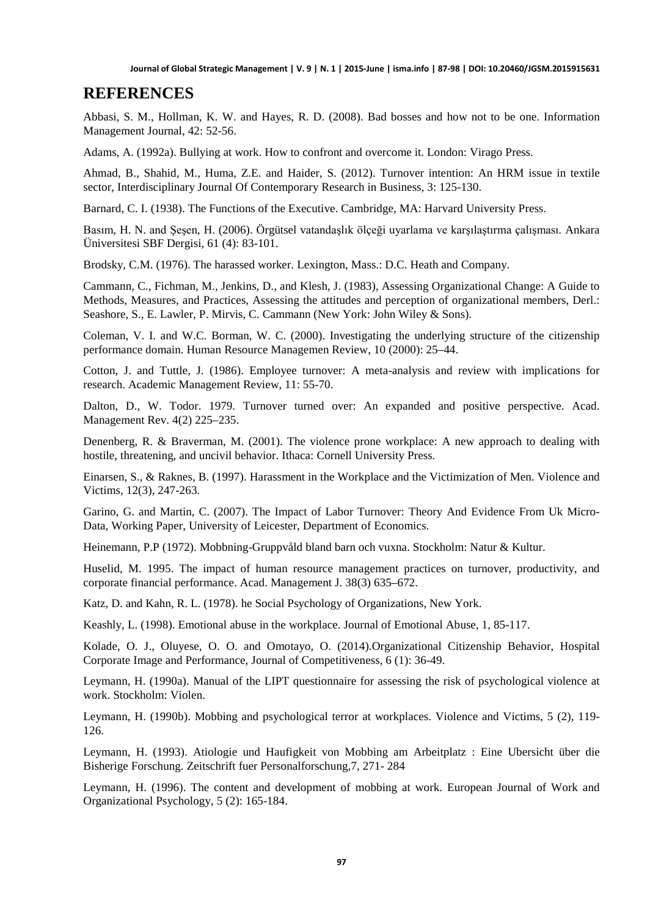# REFERENCES

Abbasi, S. M., Hollman, K. W. and Hayes, R. D. (2008). Bad bosses and how not to be one. Information Management Journal, 42: 52-56.

Adams, A. (1992a). Bullying at work. How to confront and overcome it. London: Virago Press.

Ahmad, B., Shahid, M., Huma, Z.E. and Haider, S. (2012). Turnover intention: An HRM issue in textile sector, Interdisciplinary Journal Of Contemporary Research in Business, 3: 125-130.

Barnard, C. I. (1938). The Functions of the Executive. Cambridge, MA: Harvard University Press.

Basım, H. N. and Şeşen, H. (2006). Örgütsel vatandaşlık ölçeği uyarlama ve karşılaştırma çalışması. Ankara Üniversitesi SBF Dergisi, 61 (4): 83-101.

Brodsky, C.M. (1976). The harassed worker. Lexington, Mass.: D.C. Heath and Company.

Cammann, C., Fichman, M., Jenkins, D., and Klesh, J. (1983), Assessing Organizational Change: A Guide to Methods, Measures, and Practices, Assessing the attitudes and perception of organizational members, Derl.: Seashore, S., E. Lawler, P. Mirvis, C. Cammann (New York: John Wiley & Sons).

Coleman, V. I. and W.C. Borman, W. C. (2000). Investigating the underlying structure of the citizenship performance domain. Human Resource Managemen Review, 10 (2000): 25–44.

Cotton, J. and Tuttle, J. (1986). Employee turnover: A meta-analysis and review with implications for research. Academic Management Review, 11: 55-70.

Dalton, D., W. Todor. 1979. Turnover turned over: An expanded and positive perspective. Acad. Management Rev. 4(2) 225–235.

Denenberg, R. & Braverman, M. (2001). The violence prone workplace: A new approach to dealing with hostile, threatening, and uncivil behavior. Ithaca: Cornell University Press.

Einarsen, S., & Raknes, B. (1997). Harassment in the Workplace and the Victimization of Men. Violence and Victims, 12(3), 247-263.

Garino, G. and Martin, C. (2007). The Impact of Labor Turnover: Theory And Evidence From Uk Micro-Data, Working Paper, University of Leicester, Department of Economics.

Heinemann, P.P (1972). Mobbning-Gruppvåld bland barn och vuxna. Stockholm: Natur & Kultur.

Huselid, M. 1995. The impact of human resource management practices on turnover, productivity, and corporate financial performance. Acad. Management J. 38(3) 635–672.

Katz, D. and Kahn, R. L. (1978). he Social Psychology of Organizations, New York.

Keashly, L. (1998). Emotional abuse in the workplace. Journal of Emotional Abuse, 1, 85-117.

Kolade, O. J., Oluyese, O. O. and Omotayo, O. (2014).Organizational Citizenship Behavior, Hospital Corporate Image and Performance, Journal of Competitiveness, 6 (1): 36-49.

Leymann, H. (1990a). Manual of the LIPT questionnaire for assessing the risk of psychological violence at work. Stockholm: Violen.

Leymann, H. (1990b). Mobbing and psychological terror at workplaces. Violence and Victims, 5 (2), 119-126.

Leymann, H. (1993). Atiologie und Haufigkeit von Mobbing am Arbeitplatz : Eine Ubersicht über die Bisherige Forschung. Zeitschrift fuer Personalforschung,7, 271- 284

Leymann, H. (1996). The content and development of mobbing at work. European Journal of Work and Organizational Psychology, 5 (2): 165-184.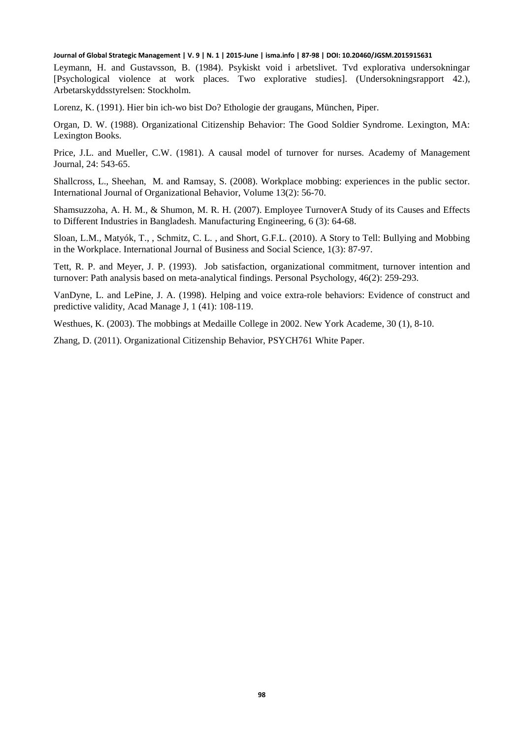Leymann, H. and Gustavsson, B. (1984). Psykiskt void i arbetslivet. Tvd explorativa undersokningar [Psychological violence at work places. Two explorative studies]. (Undersokningsrapport 42.), Arbetarskyddsstyrelsen: Stockholm.

Lorenz, K. (1991). Hier bin ich-wo bist Do? Ethologie der graugans, München, Piper.

Organ, D. W. (1988). Organizational Citizenship Behavior: The Good Soldier Syndrome. Lexington, MA: Lexington Books.

Price, J.L. and Mueller, C.W. (1981). A causal model of turnover for nurses. Academy of Management Journal, 24: 543-65.

Shallcross, L., Sheehan, M. and Ramsay, S. (2008). Workplace mobbing: experiences in the public sector. International Journal of Organizational Behavior, Volume 13(2): 56-70.

Shamsuzzoha, A. H. M., & Shumon, M. R. H. (2007). Employee TurnoverA Study of its Causes and Effects to Different Industries in Bangladesh. Manufacturing Engineering, 6 (3): 64-68.

Sloan, L.M., Matyók, T., , Schmitz, C. L. , and Short, G.F.L. (2010). A Story to Tell: Bullying and Mobbing in the Workplace. International Journal of Business and Social Science, 1(3): 87-97.

Tett, R. P. and Meyer, J. P. (1993). Job satisfaction, organizational commitment, turnover intention and turnover: Path analysis based on meta-analytical findings. Personal Psychology, 46(2): 259-293.

VanDyne, L. and LePine, J. A. (1998). Helping and voice extra-role behaviors: Evidence of construct and predictive validity, Acad Manage J, 1 (41): 108-119.

Westhues, K. (2003). The mobbings at Medaille College in 2002. New York Academe, 30 (1), 8-10.

Zhang, D. (2011). Organizational Citizenship Behavior, PSYCH761 White Paper.